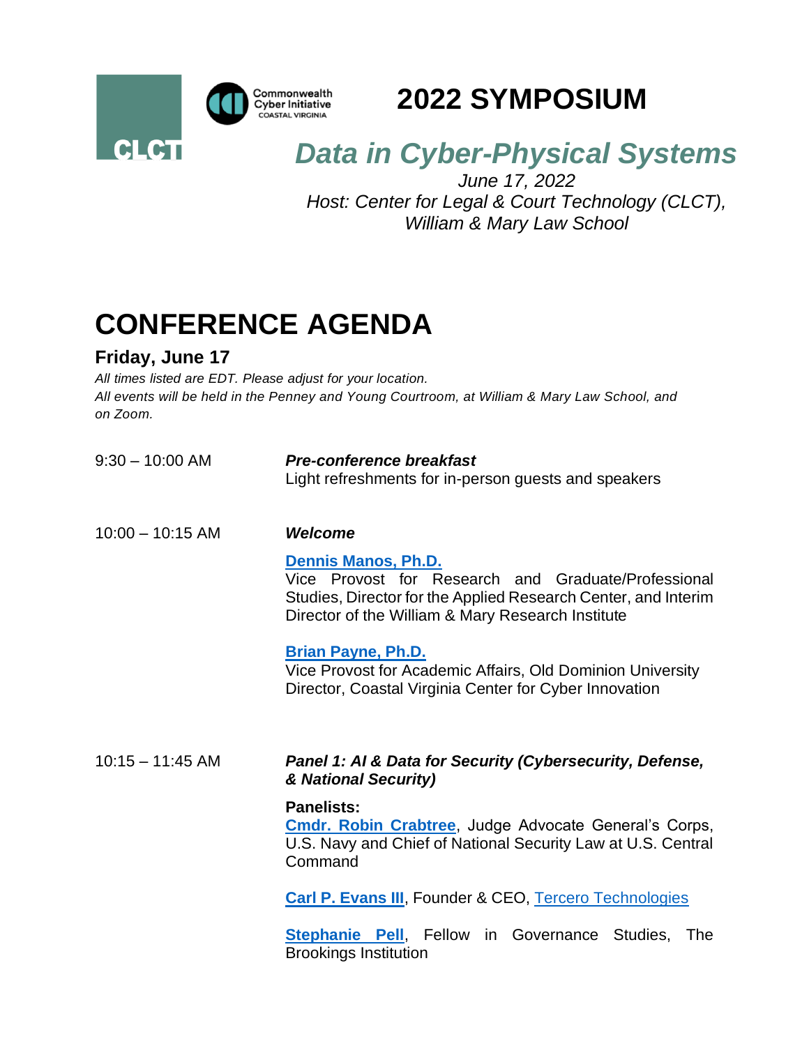# 2022 SYMPOSIUM

## *Data in Cyber-Physical Systems*

*June 17, 2022*
*Host: Center for Legal & Court Technology (CLCT), William & Mary Law School*

# CONFERENCE AGENDA

### Friday, June 17

*All times listed are EDT. Please adjust for your location.*
*All events will be held in the Penney and Young Courtroom, at William & Mary Law School, and on Zoom.*

**9:30 – 10:00 AM**

***Pre-conference breakfast***
Light refreshments for in-person guests and speakers

**10:00 – 10:15 AM**

***Welcome***

**Dennis Manos, Ph.D.**
Vice Provost for Research and Graduate/Professional Studies, Director for the Applied Research Center, and Interim Director of the William & Mary Research Institute

**Brian Payne, Ph.D.**
Vice Provost for Academic Affairs, Old Dominion University
Director, Coastal Virginia Center for Cyber Innovation

**10:15 – 11:45 AM**

***Panel 1: AI & Data for Security (Cybersecurity, Defense, & National Security)***

**Panelists:**

**Cmdr. Robin Crabtree**, Judge Advocate General's Corps, U.S. Navy and Chief of National Security Law at U.S. Central Command

**Carl P. Evans III**, Founder & CEO, Tercero Technologies

**Stephanie Pell**, Fellow in Governance Studies, The Brookings Institution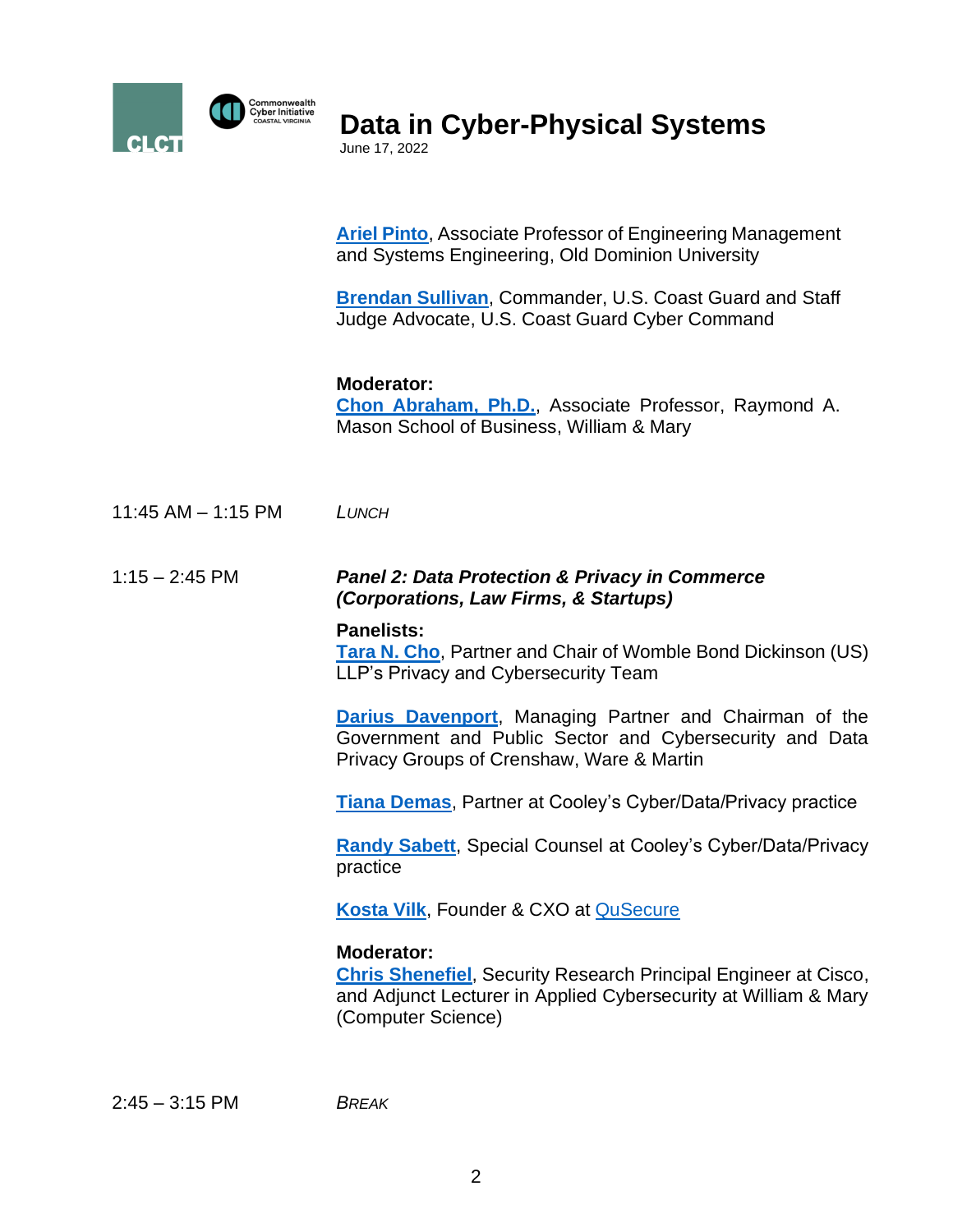**Ariel Pinto**, Associate Professor of Engineering Management and Systems Engineering, Old Dominion University

**Brendan Sullivan**, Commander, U.S. Coast Guard and Staff Judge Advocate, U.S. Coast Guard Cyber Command

**Moderator:**
**Chon Abraham, Ph.D.**, Associate Professor, Raymond A. Mason School of Business, William & Mary

11:45 AM – 1:15 PM *LUNCH*

1:15 – 2:45 PM ***Panel 2: Data Protection & Privacy in Commerce (Corporations, Law Firms, & Startups)***

**Panelists:**
**Tara N. Cho**, Partner and Chair of Womble Bond Dickinson (US) LLP's Privacy and Cybersecurity Team

**Darius Davenport**, Managing Partner and Chairman of the Government and Public Sector and Cybersecurity and Data Privacy Groups of Crenshaw, Ware & Martin

**Tiana Demas**, Partner at Cooley's Cyber/Data/Privacy practice

**Randy Sabett**, Special Counsel at Cooley's Cyber/Data/Privacy practice

**Kosta Vilk**, Founder & CXO at QuSecure

**Moderator:**
**Chris Shenefiel**, Security Research Principal Engineer at Cisco, and Adjunct Lecturer in Applied Cybersecurity at William & Mary (Computer Science)

2:45 – 3:15 PM *BREAK*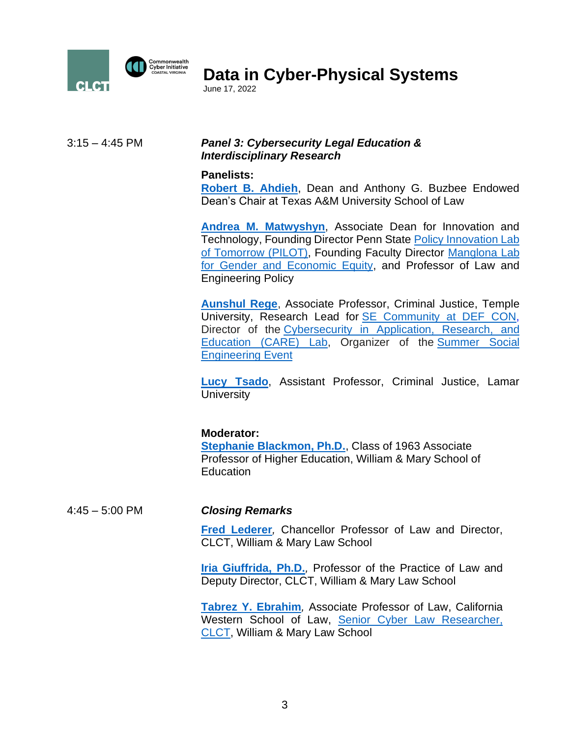# Data in Cyber-Physical Systems

June 17, 2022

3:15 – 4:45 PM

***Panel 3: Cybersecurity Legal Education & Interdisciplinary Research***

**Panelists:**

**Robert B. Ahdieh**, Dean and Anthony G. Buzbee Endowed Dean's Chair at Texas A&M University School of Law

**Andrea M. Matwyshyn**, Associate Dean for Innovation and Technology, Founding Director Penn State Policy Innovation Lab of Tomorrow (PILOT), Founding Faculty Director Manglona Lab for Gender and Economic Equity, and Professor of Law and Engineering Policy

**Aunshul Rege**, Associate Professor, Criminal Justice, Temple University, Research Lead for SE Community at DEF CON, Director of the Cybersecurity in Application, Research, and Education (CARE) Lab, Organizer of the Summer Social Engineering Event

**Lucy Tsado**, Assistant Professor, Criminal Justice, Lamar University

**Moderator:**

**Stephanie Blackmon, Ph.D.**, Class of 1963 Associate Professor of Higher Education, William & Mary School of Education

4:45 – 5:00 PM

***Closing Remarks***

**Fred Lederer***,* Chancellor Professor of Law and Director, CLCT, William & Mary Law School

**Iria Giuffrida, Ph.D.***,* Professor of the Practice of Law and Deputy Director, CLCT, William & Mary Law School

**Tabrez Y. Ebrahim***,* Associate Professor of Law, California Western School of Law, Senior Cyber Law Researcher, CLCT, William & Mary Law School